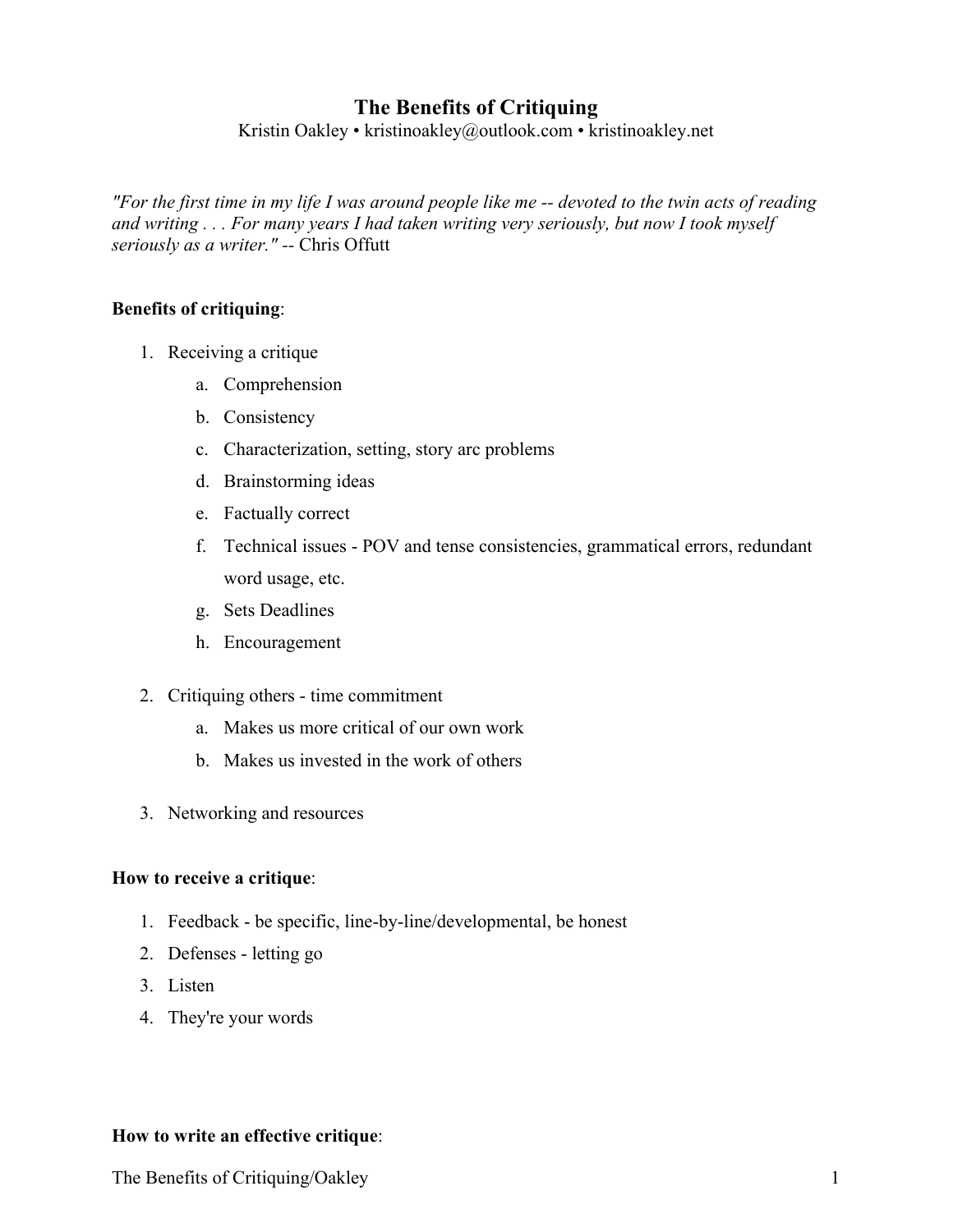# The Benefits of Critiquing

Kristin Oakley • kristinoakley@outlook.com • kristinoakley.net

*"For the first time in my life I was around people like me -- devoted to the twin acts of reading and writing . . . For many years I had taken writing very seriously, but now I took myself seriously as a writer."* -- Chris Offutt

**Benefits of critiquing**:

1. Receiving a critique
   a. Comprehension
   b. Consistency
   c. Characterization, setting, story arc problems
   d. Brainstorming ideas
   e. Factually correct
   f. Technical issues - POV and tense consistencies, grammatical errors, redundant word usage, etc.
   g. Sets Deadlines
   h. Encouragement

2. Critiquing others - time commitment
   a. Makes us more critical of our own work
   b. Makes us invested in the work of others

3. Networking and resources

**How to receive a critique**:

1. Feedback - be specific, line-by-line/developmental, be honest
2. Defenses - letting go
3. Listen
4. They're your words

**How to write an effective critique**: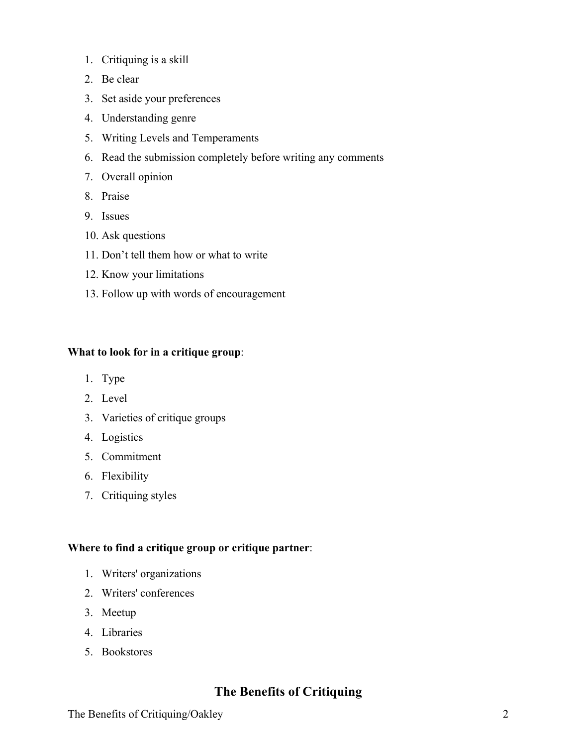1. Critiquing is a skill
2. Be clear
3. Set aside your preferences
4. Understanding genre
5. Writing Levels and Temperaments
6. Read the submission completely before writing any comments
7. Overall opinion
8. Praise
9. Issues
10. Ask questions
11. Don't tell them how or what to write
12. Know your limitations
13. Follow up with words of encouragement

**What to look for in a critique group**:

1. Type
2. Level
3. Varieties of critique groups
4. Logistics
5. Commitment
6. Flexibility
7. Critiquing styles

**Where to find a critique group or critique partner**:

1. Writers' organizations
2. Writers' conferences
3. Meetup
4. Libraries
5. Bookstores

## The Benefits of Critiquing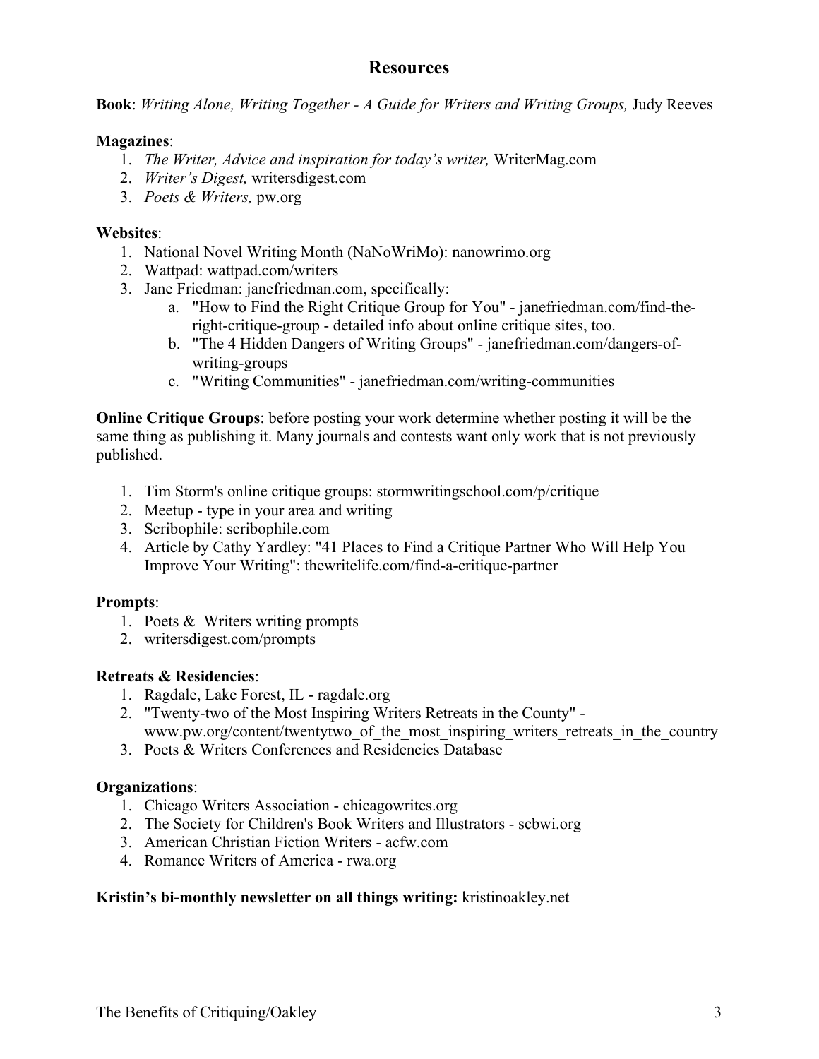## Resources

**Book**: *Writing Alone, Writing Together - A Guide for Writers and Writing Groups,* Judy Reeves

**Magazines**:

1. *The Writer, Advice and inspiration for today's writer,* WriterMag.com
2. *Writer's Digest,* writersdigest.com
3. *Poets & Writers,* pw.org

**Websites**:

1. National Novel Writing Month (NaNoWriMo): nanowrimo.org
2. Wattpad: wattpad.com/writers
3. Jane Friedman: janefriedman.com, specifically:
   a. "How to Find the Right Critique Group for You" - janefriedman.com/find-the-right-critique-group - detailed info about online critique sites, too.
   b. "The 4 Hidden Dangers of Writing Groups" - janefriedman.com/dangers-of-writing-groups
   c. "Writing Communities" - janefriedman.com/writing-communities

**Online Critique Groups**: before posting your work determine whether posting it will be the same thing as publishing it. Many journals and contests want only work that is not previously published.

1. Tim Storm's online critique groups: stormwritingschool.com/p/critique
2. Meetup - type in your area and writing
3. Scribophile: scribophile.com
4. Article by Cathy Yardley: "41 Places to Find a Critique Partner Who Will Help You Improve Your Writing": thewritelife.com/find-a-critique-partner

**Prompts**:

1. Poets & Writers writing prompts
2. writersdigest.com/prompts

**Retreats & Residencies**:

1. Ragdale, Lake Forest, IL - ragdale.org
2. "Twenty-two of the Most Inspiring Writers Retreats in the County" - www.pw.org/content/twentytwo_of_the_most_inspiring_writers_retreats_in_the_country
3. Poets & Writers Conferences and Residencies Database

**Organizations**:

1. Chicago Writers Association - chicagowrites.org
2. The Society for Children's Book Writers and Illustrators - scbwi.org
3. American Christian Fiction Writers - acfw.com
4. Romance Writers of America - rwa.org

**Kristin's bi-monthly newsletter on all things writing:** kristinoakley.net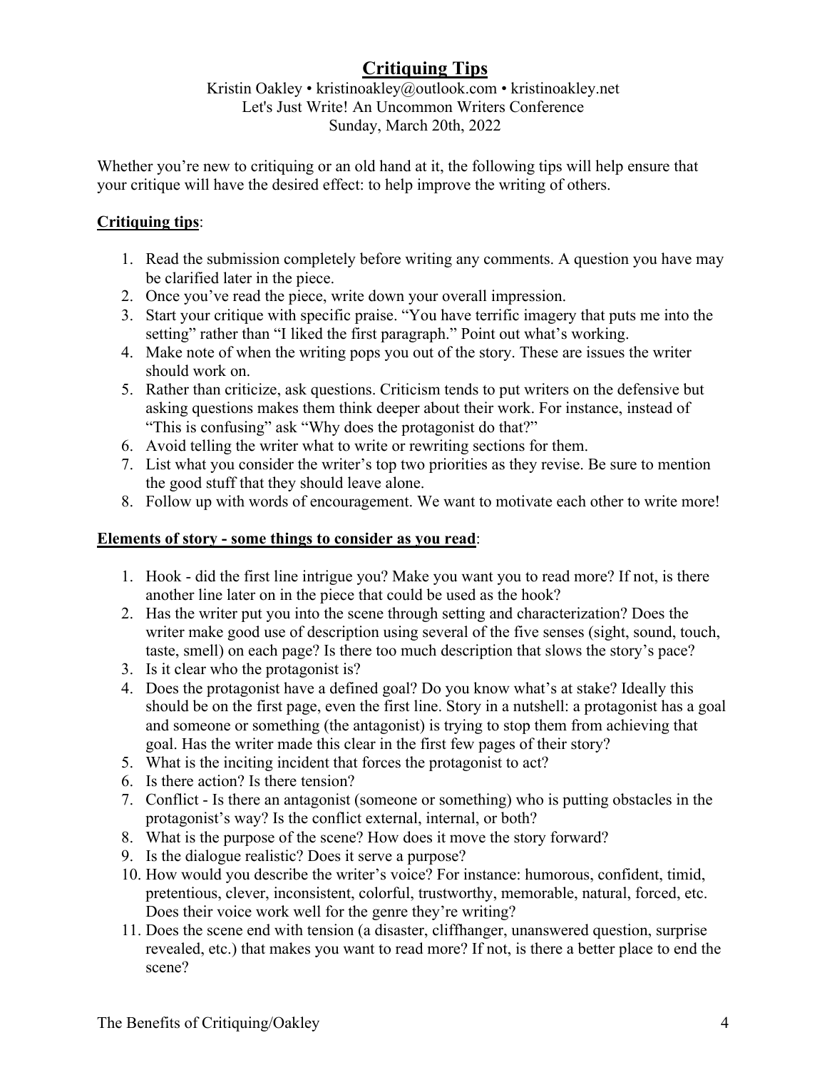# Critiquing Tips

Kristin Oakley • kristinoakley@outlook.com • kristinoakley.net
Let's Just Write! An Uncommon Writers Conference
Sunday, March 20th, 2022

Whether you're new to critiquing or an old hand at it, the following tips will help ensure that your critique will have the desired effect: to help improve the writing of others.

**Critiquing tips**:

1. Read the submission completely before writing any comments. A question you have may be clarified later in the piece.
2. Once you've read the piece, write down your overall impression.
3. Start your critique with specific praise. "You have terrific imagery that puts me into the setting" rather than "I liked the first paragraph." Point out what's working.
4. Make note of when the writing pops you out of the story. These are issues the writer should work on.
5. Rather than criticize, ask questions. Criticism tends to put writers on the defensive but asking questions makes them think deeper about their work. For instance, instead of "This is confusing" ask "Why does the protagonist do that?"
6. Avoid telling the writer what to write or rewriting sections for them.
7. List what you consider the writer's top two priorities as they revise. Be sure to mention the good stuff that they should leave alone.
8. Follow up with words of encouragement. We want to motivate each other to write more!

**Elements of story - some things to consider as you read**:

1. Hook - did the first line intrigue you? Make you want you to read more? If not, is there another line later on in the piece that could be used as the hook?
2. Has the writer put you into the scene through setting and characterization? Does the writer make good use of description using several of the five senses (sight, sound, touch, taste, smell) on each page? Is there too much description that slows the story's pace?
3. Is it clear who the protagonist is?
4. Does the protagonist have a defined goal? Do you know what's at stake? Ideally this should be on the first page, even the first line. Story in a nutshell: a protagonist has a goal and someone or something (the antagonist) is trying to stop them from achieving that goal. Has the writer made this clear in the first few pages of their story?
5. What is the inciting incident that forces the protagonist to act?
6. Is there action? Is there tension?
7. Conflict - Is there an antagonist (someone or something) who is putting obstacles in the protagonist's way? Is the conflict external, internal, or both?
8. What is the purpose of the scene? How does it move the story forward?
9. Is the dialogue realistic? Does it serve a purpose?
10. How would you describe the writer's voice? For instance: humorous, confident, timid, pretentious, clever, inconsistent, colorful, trustworthy, memorable, natural, forced, etc. Does their voice work well for the genre they're writing?
11. Does the scene end with tension (a disaster, cliffhanger, unanswered question, surprise revealed, etc.) that makes you want to read more? If not, is there a better place to end the scene?